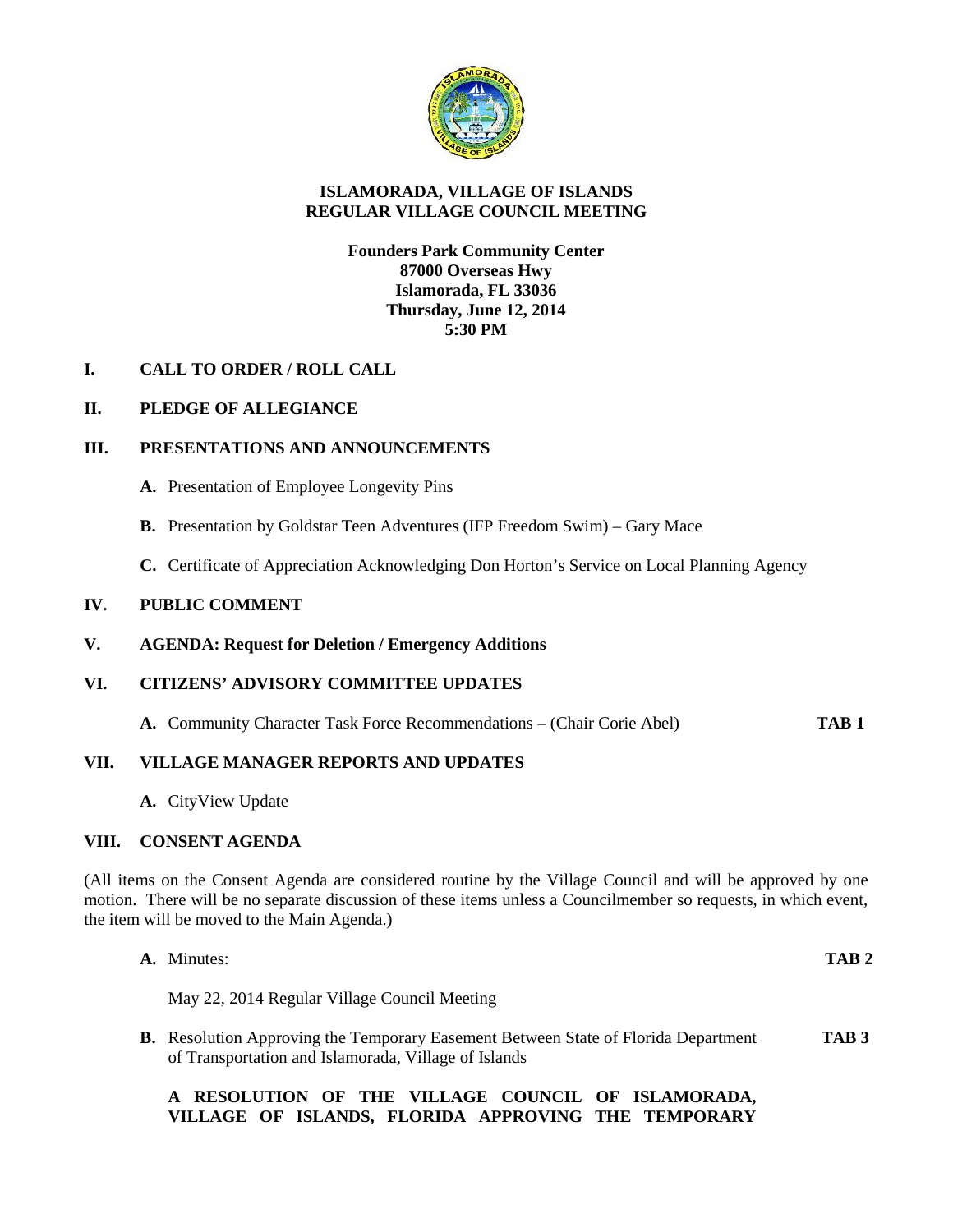# ISLAMORADA, VILLAGE OF ISLANDS
# REGULAR VILLAGE COUNCIL MEETING

**Founders Park Community Center**
**87000 Overseas Hwy**
**Islamorada, FL 33036**
**Thursday, June 12, 2014**
**5:30 PM**

## I. CALL TO ORDER / ROLL CALL

## II. PLEDGE OF ALLEGIANCE

## III. PRESENTATIONS AND ANNOUNCEMENTS

**A.** Presentation of Employee Longevity Pins

**B.** Presentation by Goldstar Teen Adventures (IFP Freedom Swim) – Gary Mace

**C.** Certificate of Appreciation Acknowledging Don Horton's Service on Local Planning Agency

## IV. PUBLIC COMMENT

## V. AGENDA: Request for Deletion / Emergency Additions

## VI. CITIZENS' ADVISORY COMMITTEE UPDATES

**A.** Community Character Task Force Recommendations – (Chair Corie Abel) **TAB 1**

## VII. VILLAGE MANAGER REPORTS AND UPDATES

**A.** CityView Update

## VIII. CONSENT AGENDA

(All items on the Consent Agenda are considered routine by the Village Council and will be approved by one motion. There will be no separate discussion of these items unless a Councilmember so requests, in which event, the item will be moved to the Main Agenda.)

**A.** Minutes: **TAB 2**

May 22, 2014 Regular Village Council Meeting

**B.** Resolution Approving the Temporary Easement Between State of Florida Department of Transportation and Islamorada, Village of Islands **TAB 3**

**A RESOLUTION OF THE VILLAGE COUNCIL OF ISLAMORADA, VILLAGE OF ISLANDS, FLORIDA APPROVING THE TEMPORARY**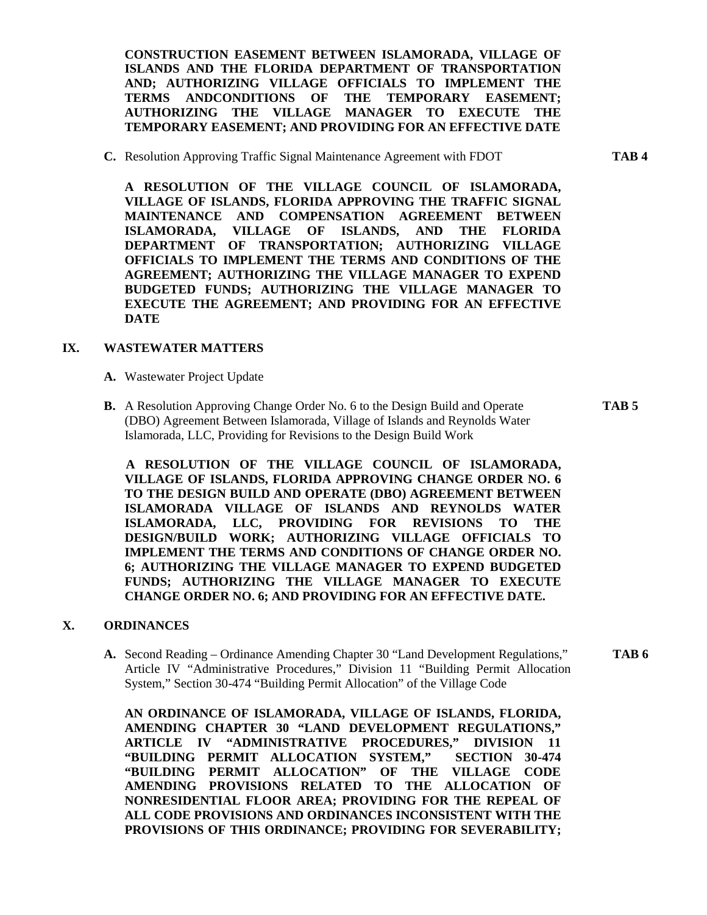**CONSTRUCTION EASEMENT BETWEEN ISLAMORADA, VILLAGE OF ISLANDS AND THE FLORIDA DEPARTMENT OF TRANSPORTATION AND; AUTHORIZING VILLAGE OFFICIALS TO IMPLEMENT THE TERMS ANDCONDITIONS OF THE TEMPORARY EASEMENT; AUTHORIZING THE VILLAGE MANAGER TO EXECUTE THE TEMPORARY EASEMENT; AND PROVIDING FOR AN EFFECTIVE DATE**

**C.** Resolution Approving Traffic Signal Maintenance Agreement with FDOT **TAB 4**

**A RESOLUTION OF THE VILLAGE COUNCIL OF ISLAMORADA, VILLAGE OF ISLANDS, FLORIDA APPROVING THE TRAFFIC SIGNAL MAINTENANCE AND COMPENSATION AGREEMENT BETWEEN ISLAMORADA, VILLAGE OF ISLANDS, AND THE FLORIDA DEPARTMENT OF TRANSPORTATION; AUTHORIZING VILLAGE OFFICIALS TO IMPLEMENT THE TERMS AND CONDITIONS OF THE AGREEMENT; AUTHORIZING THE VILLAGE MANAGER TO EXPEND BUDGETED FUNDS; AUTHORIZING THE VILLAGE MANAGER TO EXECUTE THE AGREEMENT; AND PROVIDING FOR AN EFFECTIVE DATE**

## IX. WASTEWATER MATTERS

**A.** Wastewater Project Update

**B.** A Resolution Approving Change Order No. 6 to the Design Build and Operate (DBO) Agreement Between Islamorada, Village of Islands and Reynolds Water Islamorada, LLC, Providing for Revisions to the Design Build Work **TAB 5**

**A RESOLUTION OF THE VILLAGE COUNCIL OF ISLAMORADA, VILLAGE OF ISLANDS, FLORIDA APPROVING CHANGE ORDER NO. 6 TO THE DESIGN BUILD AND OPERATE (DBO) AGREEMENT BETWEEN ISLAMORADA VILLAGE OF ISLANDS AND REYNOLDS WATER ISLAMORADA, LLC, PROVIDING FOR REVISIONS TO THE DESIGN/BUILD WORK; AUTHORIZING VILLAGE OFFICIALS TO IMPLEMENT THE TERMS AND CONDITIONS OF CHANGE ORDER NO. 6; AUTHORIZING THE VILLAGE MANAGER TO EXPEND BUDGETED FUNDS; AUTHORIZING THE VILLAGE MANAGER TO EXECUTE CHANGE ORDER NO. 6; AND PROVIDING FOR AN EFFECTIVE DATE.**

## X. ORDINANCES

**A.** Second Reading – Ordinance Amending Chapter 30 "Land Development Regulations," Article IV "Administrative Procedures," Division 11 "Building Permit Allocation System," Section 30-474 "Building Permit Allocation" of the Village Code **TAB 6**

**AN ORDINANCE OF ISLAMORADA, VILLAGE OF ISLANDS, FLORIDA, AMENDING CHAPTER 30 "LAND DEVELOPMENT REGULATIONS," ARTICLE IV "ADMINISTRATIVE PROCEDURES," DIVISION 11 "BUILDING PERMIT ALLOCATION SYSTEM," SECTION 30-474 "BUILDING PERMIT ALLOCATION" OF THE VILLAGE CODE AMENDING PROVISIONS RELATED TO THE ALLOCATION OF NONRESIDENTIAL FLOOR AREA; PROVIDING FOR THE REPEAL OF ALL CODE PROVISIONS AND ORDINANCES INCONSISTENT WITH THE PROVISIONS OF THIS ORDINANCE; PROVIDING FOR SEVERABILITY;**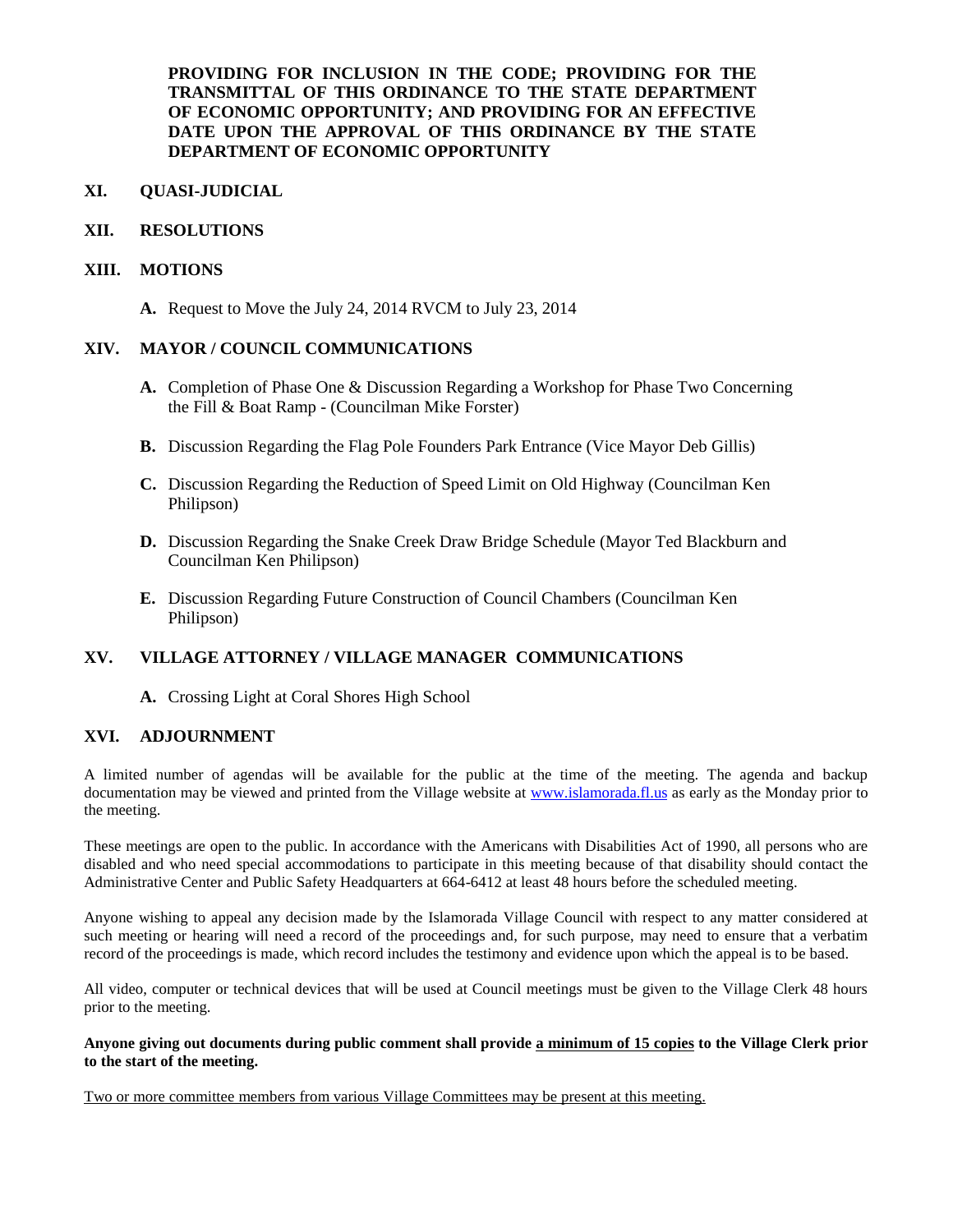**PROVIDING FOR INCLUSION IN THE CODE; PROVIDING FOR THE TRANSMITTAL OF THIS ORDINANCE TO THE STATE DEPARTMENT OF ECONOMIC OPPORTUNITY; AND PROVIDING FOR AN EFFECTIVE DATE UPON THE APPROVAL OF THIS ORDINANCE BY THE STATE DEPARTMENT OF ECONOMIC OPPORTUNITY**

## XI. QUASI-JUDICIAL

## XII. RESOLUTIONS

## XIII. MOTIONS

**A.** Request to Move the July 24, 2014 RVCM to July 23, 2014

## XIV. MAYOR / COUNCIL COMMUNICATIONS

**A.** Completion of Phase One & Discussion Regarding a Workshop for Phase Two Concerning the Fill & Boat Ramp - (Councilman Mike Forster)

**B.** Discussion Regarding the Flag Pole Founders Park Entrance (Vice Mayor Deb Gillis)

**C.** Discussion Regarding the Reduction of Speed Limit on Old Highway (Councilman Ken Philipson)

**D.** Discussion Regarding the Snake Creek Draw Bridge Schedule (Mayor Ted Blackburn and Councilman Ken Philipson)

**E.** Discussion Regarding Future Construction of Council Chambers (Councilman Ken Philipson)

## XV. VILLAGE ATTORNEY / VILLAGE MANAGER COMMUNICATIONS

**A.** Crossing Light at Coral Shores High School

## XVI. ADJOURNMENT

A limited number of agendas will be available for the public at the time of the meeting. The agenda and backup documentation may be viewed and printed from the Village website at www.islamorada.fl.us as early as the Monday prior to the meeting.

These meetings are open to the public. In accordance with the Americans with Disabilities Act of 1990, all persons who are disabled and who need special accommodations to participate in this meeting because of that disability should contact the Administrative Center and Public Safety Headquarters at 664-6412 at least 48 hours before the scheduled meeting.

Anyone wishing to appeal any decision made by the Islamorada Village Council with respect to any matter considered at such meeting or hearing will need a record of the proceedings and, for such purpose, may need to ensure that a verbatim record of the proceedings is made, which record includes the testimony and evidence upon which the appeal is to be based.

All video, computer or technical devices that will be used at Council meetings must be given to the Village Clerk 48 hours prior to the meeting.

**Anyone giving out documents during public comment shall provide a minimum of 15 copies to the Village Clerk prior to the start of the meeting.**

Two or more committee members from various Village Committees may be present at this meeting.